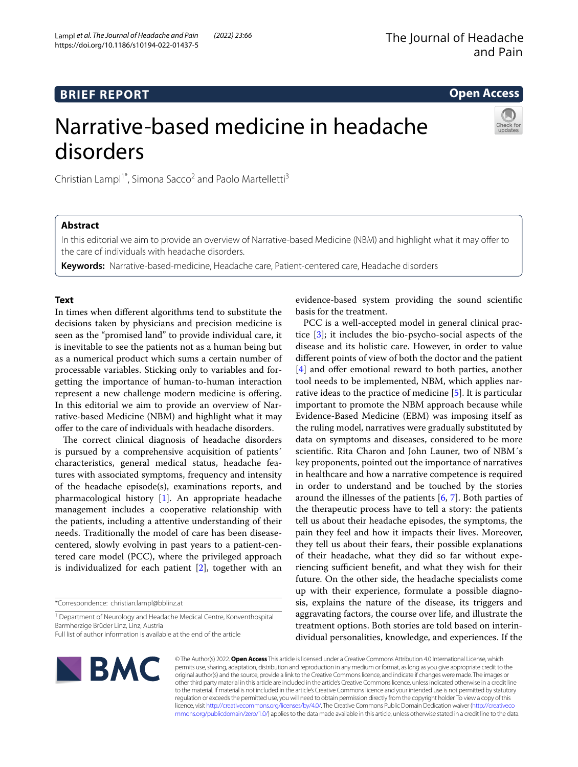BRIEF REPORT

Open Access

# Narrative-based medicine in headache disorders

Christian Lampl[1*], Simona Sacco[2] and Paolo Martelletti[3]

## Abstract

In this editorial we aim to provide an overview of Narrative-based Medicine (NBM) and highlight what it may offer to the care of individuals with headache disorders.

**Keywords:** Narrative-based-medicine, Headache care, Patient-centered care, Headache disorders

## Text

In times when different algorithms tend to substitute the decisions taken by physicians and precision medicine is seen as the "promised land" to provide individual care, it is inevitable to see the patients not as a human being but as a numerical product which sums a certain number of processable variables. Sticking only to variables and forgetting the importance of human-to-human interaction represent a new challenge modern medicine is offering. In this editorial we aim to provide an overview of Narrative-based Medicine (NBM) and highlight what it may offer to the care of individuals with headache disorders.

The correct clinical diagnosis of headache disorders is pursued by a comprehensive acquisition of patients´ characteristics, general medical status, headache features with associated symptoms, frequency and intensity of the headache episode(s), examinations reports, and pharmacological history [1]. An appropriate headache management includes a cooperative relationship with the patients, including a attentive understanding of their needs. Traditionally the model of care has been disease-centered, slowly evolving in past years to a patient-centered care model (PCC), where the privileged approach is individualized for each patient [2], together with an evidence-based system providing the sound scientific basis for the treatment.

PCC is a well-accepted model in general clinical practice [3]; it includes the bio-psycho-social aspects of the disease and its holistic care. However, in order to value different points of view of both the doctor and the patient [4] and offer emotional reward to both parties, another tool needs to be implemented, NBM, which applies narrative ideas to the practice of medicine [5]. It is particular important to promote the NBM approach because while Evidence-Based Medicine (EBM) was imposing itself as the ruling model, narratives were gradually substituted by data on symptoms and diseases, considered to be more scientific. Rita Charon and John Launer, two of NBM´s key proponents, pointed out the importance of narratives in healthcare and how a narrative competence is required in order to understand and be touched by the stories around the illnesses of the patients [6, 7]. Both parties of the therapeutic process have to tell a story: the patients tell us about their headache episodes, the symptoms, the pain they feel and how it impacts their lives. Moreover, they tell us about their fears, their possible explanations of their headache, what they did so far without experiencing sufficient benefit, and what they wish for their future. On the other side, the headache specialists come up with their experience, formulate a possible diagnosis, explains the nature of the disease, its triggers and aggravating factors, the course over life, and illustrate the treatment options. Both stories are told based on interindividual personalities, knowledge, and experiences. If the

*Correspondence: christian.lampl@bblinz.at

[1] Department of Neurology and Headache Medical Centre, Konventhospital Barmherzige Brüder Linz, Linz, Austria

Full list of author information is available at the end of the article

© The Author(s) 2022. **Open Access** This article is licensed under a Creative Commons Attribution 4.0 International License, which permits use, sharing, adaptation, distribution and reproduction in any medium or format, as long as you give appropriate credit to the original author(s) and the source, provide a link to the Creative Commons licence, and indicate if changes were made. The images or other third party material in this article are included in the article's Creative Commons licence, unless indicated otherwise in a credit line to the material. If material is not included in the article's Creative Commons licence and your intended use is not permitted by statutory regulation or exceeds the permitted use, you will need to obtain permission directly from the copyright holder. To view a copy of this licence, visit http://creativecommons.org/licenses/by/4.0/. The Creative Commons Public Domain Dedication waiver (http://creativecommons.org/publicdomain/zero/1.0/) applies to the data made available in this article, unless otherwise stated in a credit line to the data.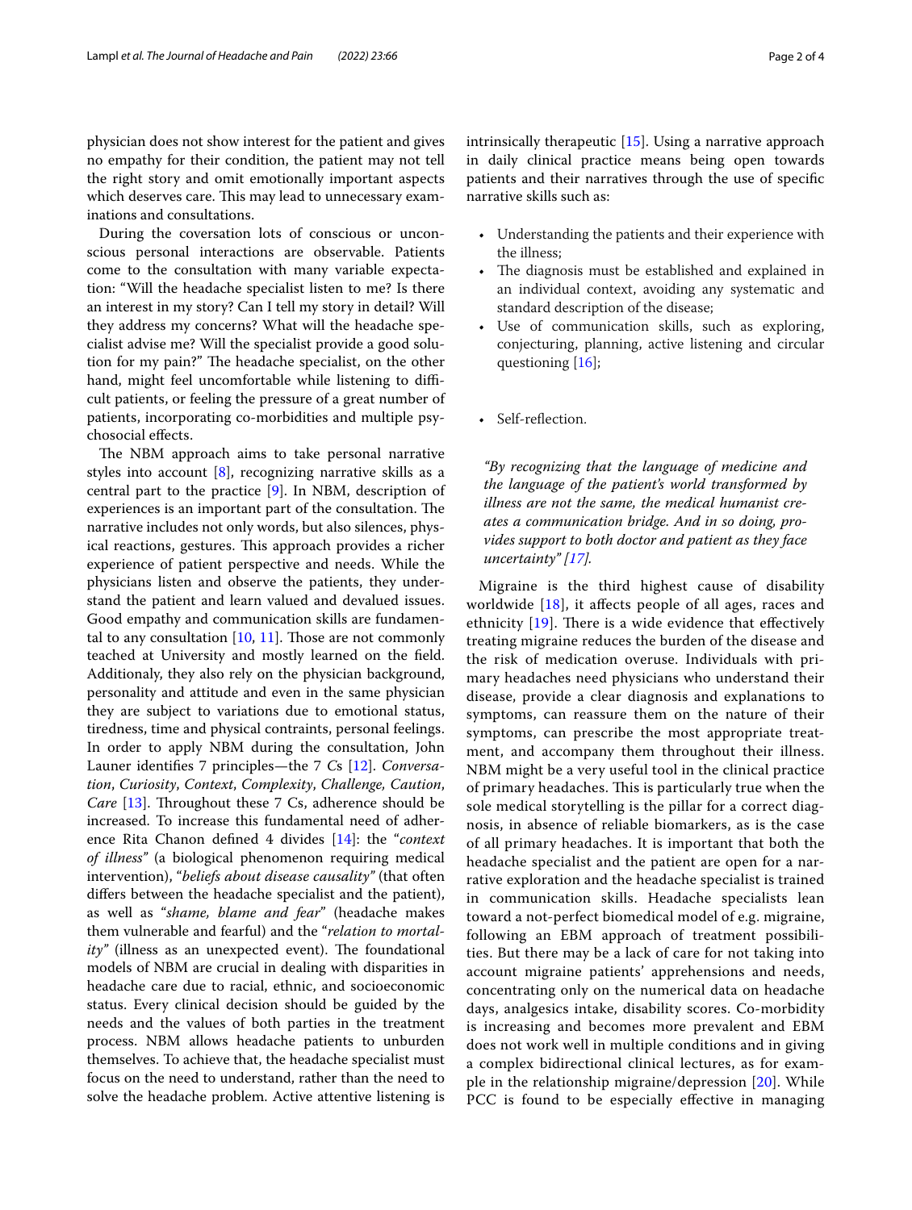physician does not show interest for the patient and gives no empathy for their condition, the patient may not tell the right story and omit emotionally important aspects which deserves care. This may lead to unnecessary examinations and consultations.

During the coversation lots of conscious or unconscious personal interactions are observable. Patients come to the consultation with many variable expectation: "Will the headache specialist listen to me? Is there an interest in my story? Can I tell my story in detail? Will they address my concerns? What will the headache specialist advise me? Will the specialist provide a good solution for my pain?" The headache specialist, on the other hand, might feel uncomfortable while listening to difficult patients, or feeling the pressure of a great number of patients, incorporating co-morbidities and multiple psychosocial effects.

The NBM approach aims to take personal narrative styles into account [8], recognizing narrative skills as a central part to the practice [9]. In NBM, description of experiences is an important part of the consultation. The narrative includes not only words, but also silences, physical reactions, gestures. This approach provides a richer experience of patient perspective and needs. While the physicians listen and observe the patients, they understand the patient and learn valued and devalued issues. Good empathy and communication skills are fundamental to any consultation [10, 11]. Those are not commonly teached at University and mostly learned on the field. Additionaly, they also rely on the physician background, personality and attitude and even in the same physician they are subject to variations due to emotional status, tiredness, time and physical contraints, personal feelings. In order to apply NBM during the consultation, John Launer identifies 7 principles—the 7 *C*s [12]. *Conversation*, *Curiosity*, *Context*, *Complexity*, *Challenge*, *Caution*, *Care* [13]. Throughout these 7 Cs, adherence should be increased. To increase this fundamental need of adherence Rita Chanon defined 4 divides [14]: the "*context of illness*" (a biological phenomenon requiring medical intervention), "*beliefs about disease causality*" (that often differs between the headache specialist and the patient), as well as "*shame, blame and fear*" (headache makes them vulnerable and fearful) and the "*relation to mortality*" (illness as an unexpected event). The foundational models of NBM are crucial in dealing with disparities in headache care due to racial, ethnic, and socioeconomic status. Every clinical decision should be guided by the needs and the values of both parties in the treatment process. NBM allows headache patients to unburden themselves. To achieve that, the headache specialist must focus on the need to understand, rather than the need to solve the headache problem. Active attentive listening is intrinsically therapeutic [15]. Using a narrative approach in daily clinical practice means being open towards patients and their narratives through the use of specific narrative skills such as:

- Understanding the patients and their experience with the illness;
- The diagnosis must be established and explained in an individual context, avoiding any systematic and standard description of the disease;
- Use of communication skills, such as exploring, conjecturing, planning, active listening and circular questioning [16];
- Self-reflection.

*"By recognizing that the language of medicine and the language of the patient's world transformed by illness are not the same, the medical humanist creates a communication bridge. And in so doing, provides support to both doctor and patient as they face uncertainty" [17].*

Migraine is the third highest cause of disability worldwide [18], it affects people of all ages, races and ethnicity [19]. There is a wide evidence that effectively treating migraine reduces the burden of the disease and the risk of medication overuse. Individuals with primary headaches need physicians who understand their disease, provide a clear diagnosis and explanations to symptoms, can reassure them on the nature of their symptoms, can prescribe the most appropriate treatment, and accompany them throughout their illness. NBM might be a very useful tool in the clinical practice of primary headaches. This is particularly true when the sole medical storytelling is the pillar for a correct diagnosis, in absence of reliable biomarkers, as is the case of all primary headaches. It is important that both the headache specialist and the patient are open for a narrative exploration and the headache specialist is trained in communication skills. Headache specialists lean toward a not-perfect biomedical model of e.g. migraine, following an EBM approach of treatment possibilities. But there may be a lack of care for not taking into account migraine patients' apprehensions and needs, concentrating only on the numerical data on headache days, analgesics intake, disability scores. Co-morbidity is increasing and becomes more prevalent and EBM does not work well in multiple conditions and in giving a complex bidirectional clinical lectures, as for example in the relationship migraine/depression [20]. While PCC is found to be especially effective in managing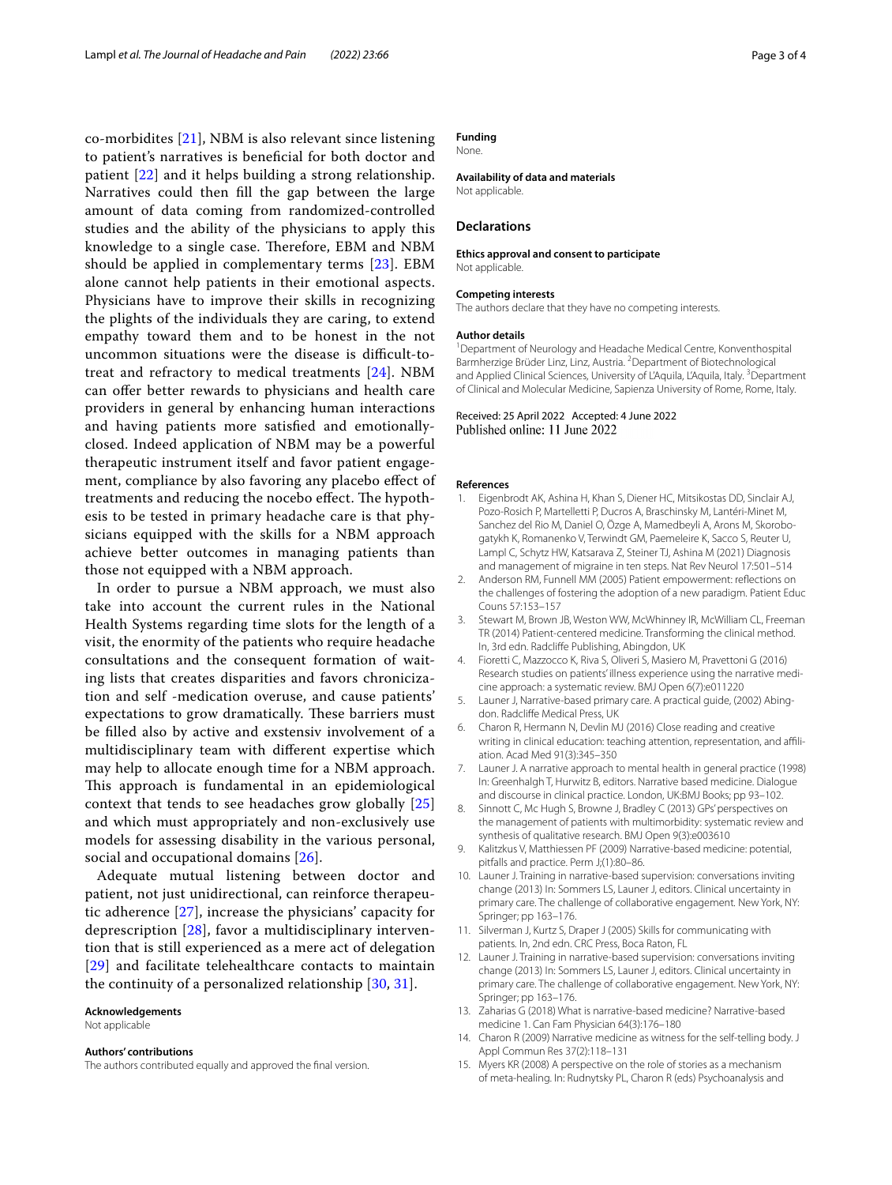co-morbidites [21], NBM is also relevant since listening to patient's narratives is beneficial for both doctor and patient [22] and it helps building a strong relationship. Narratives could then fill the gap between the large amount of data coming from randomized-controlled studies and the ability of the physicians to apply this knowledge to a single case. Therefore, EBM and NBM should be applied in complementary terms [23]. EBM alone cannot help patients in their emotional aspects. Physicians have to improve their skills in recognizing the plights of the individuals they are caring, to extend empathy toward them and to be honest in the not uncommon situations were the disease is difficult-to-treat and refractory to medical treatments [24]. NBM can offer better rewards to physicians and health care providers in general by enhancing human interactions and having patients more satisfied and emotionally-closed. Indeed application of NBM may be a powerful therapeutic instrument itself and favor patient engagement, compliance by also favoring any placebo effect of treatments and reducing the nocebo effect. The hypothesis to be tested in primary headache care is that physicians equipped with the skills for a NBM approach achieve better outcomes in managing patients than those not equipped with a NBM approach.

In order to pursue a NBM approach, we must also take into account the current rules in the National Health Systems regarding time slots for the length of a visit, the enormity of the patients who require headache consultations and the consequent formation of waiting lists that creates disparities and favors chronicization and self -medication overuse, and cause patients' expectations to grow dramatically. These barriers must be filled also by active and exstensiv involvement of a multidisciplinary team with different expertise which may help to allocate enough time for a NBM approach. This approach is fundamental in an epidemiological context that tends to see headaches grow globally [25] and which must appropriately and non-exclusively use models for assessing disability in the various personal, social and occupational domains [26].

Adequate mutual listening between doctor and patient, not just unidirectional, can reinforce therapeutic adherence [27], increase the physicians' capacity for deprescription [28], favor a multidisciplinary intervention that is still experienced as a mere act of delegation [29] and facilitate telehealthcare contacts to maintain the continuity of a personalized relationship [30, 31].

**Acknowledgements**

Not applicable

**Authors' contributions**

The authors contributed equally and approved the final version.

**Funding**

None.

**Availability of data and materials**

Not applicable.

## Declarations

**Ethics approval and consent to participate**

Not applicable.

**Competing interests**

The authors declare that they have no competing interests.

**Author details**

[1] Department of Neurology and Headache Medical Centre, Konventhospital Barmherzige Brüder Linz, Linz, Austria. [2] Department of Biotechnological and Applied Clinical Sciences, University of L'Aquila, L'Aquila, Italy. [3] Department of Clinical and Molecular Medicine, Sapienza University of Rome, Rome, Italy.

Received: 25 April 2022 Accepted: 4 June 2022
Published online: 11 June 2022

**References**

1. Eigenbrodt AK, Ashina H, Khan S, Diener HC, Mitsikostas DD, Sinclair AJ, Pozo-Rosich P, Martelletti P, Ducros A, Braschinsky M, Lantéri-Minet M, Sanchez del Rio M, Daniel O, Özge A, Mamedbeyli A, Arons M, Skorobogatykh K, Romanenko V, Terwindt GM, Paemeleire K, Sacco S, Reuter U, Lampl C, Schytz HW, Katsarava Z, Steiner TJ, Ashina M (2021) Diagnosis and management of migraine in ten steps. Nat Rev Neurol 17:501–514
2. Anderson RM, Funnell MM (2005) Patient empowerment: reflections on the challenges of fostering the adoption of a new paradigm. Patient Educ Couns 57:153–157
3. Stewart M, Brown JB, Weston WW, McWhinney IR, McWilliam CL, Freeman TR (2014) Patient-centered medicine. Transforming the clinical method. In, 3rd edn. Radcliffe Publishing, Abingdon, UK
4. Fioretti C, Mazzocco K, Riva S, Oliveri S, Masiero M, Pravettoni G (2016) Research studies on patients' illness experience using the narrative medicine approach: a systematic review. BMJ Open 6(7):e011220
5. Launer J, Narrative-based primary care. A practical guide, (2002) Abingdon. Radcliffe Medical Press, UK
6. Charon R, Hermann N, Devlin MJ (2016) Close reading and creative writing in clinical education: teaching attention, representation, and affiliation. Acad Med 91(3):345–350
7. Launer J. A narrative approach to mental health in general practice (1998) In: Greenhalgh T, Hurwitz B, editors. Narrative based medicine. Dialogue and discourse in clinical practice. London, UK:BMJ Books; pp 93–102.
8. Sinnott C, Mc Hugh S, Browne J, Bradley C (2013) GPs' perspectives on the management of patients with multimorbidity: systematic review and synthesis of qualitative research. BMJ Open 9(3):e003610
9. Kalitzkus V, Matthiessen PF (2009) Narrative-based medicine: potential, pitfalls and practice. Perm J;(1):80–86.
10. Launer J. Training in narrative-based supervision: conversations inviting change (2013) In: Sommers LS, Launer J, editors. Clinical uncertainty in primary care. The challenge of collaborative engagement. New York, NY: Springer; pp 163–176.
11. Silverman J, Kurtz S, Draper J (2005) Skills for communicating with patients. In, 2nd edn. CRC Press, Boca Raton, FL
12. Launer J. Training in narrative-based supervision: conversations inviting change (2013) In: Sommers LS, Launer J, editors. Clinical uncertainty in primary care. The challenge of collaborative engagement. New York, NY: Springer; pp 163–176.
13. Zaharias G (2018) What is narrative-based medicine? Narrative-based medicine 1. Can Fam Physician 64(3):176–180
14. Charon R (2009) Narrative medicine as witness for the self-telling body. J Appl Commun Res 37(2):118–131
15. Myers KR (2008) A perspective on the role of stories as a mechanism of meta-healing. In: Rudnytsky PL, Charon R (eds) Psychoanalysis and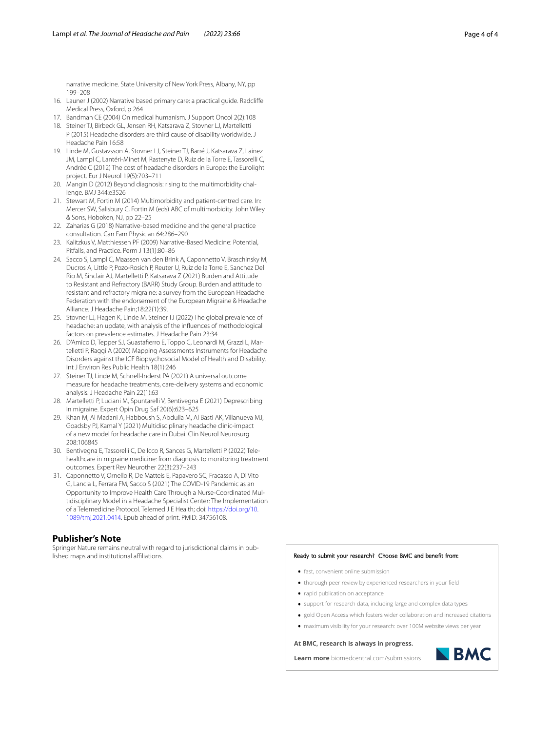narrative medicine. State University of New York Press, Albany, NY, pp 199–208

16. Launer J (2002) Narrative based primary care: a practical guide. Radcliffe Medical Press, Oxford, p 264
17. Bandman CE (2004) On medical humanism. J Support Oncol 2(2):108
18. Steiner TJ, Birbeck GL, Jensen RH, Katsarava Z, Stovner LJ, Martelletti P (2015) Headache disorders are third cause of disability worldwide. J Headache Pain 16:58
19. Linde M, Gustavsson A, Stovner LJ, Steiner TJ, Barré J, Katsarava Z, Lainez JM, Lampl C, Lantéri-Minet M, Rastenyte D, Ruiz de la Torre E, Tassorelli C, Andrée C (2012) The cost of headache disorders in Europe: the Eurolight project. Eur J Neurol 19(5):703–711
20. Mangin D (2012) Beyond diagnosis: rising to the multimorbidity challenge. BMJ 344:e3526
21. Stewart M, Fortin M (2014) Multimorbidity and patient-centred care. In: Mercer SW, Salisbury C, Fortin M (eds) ABC of multimorbidity. John Wiley & Sons, Hoboken, NJ, pp 22–25
22. Zaharias G (2018) Narrative-based medicine and the general practice consultation. Can Fam Physician 64:286–290
23. Kalitzkus V, Matthiessen PF (2009) Narrative-Based Medicine: Potential, Pitfalls, and Practice. Perm J 13(1):80–86
24. Sacco S, Lampl C, Maassen van den Brink A, Caponnetto V, Braschinsky M, Ducros A, Little P, Pozo-Rosich P, Reuter U, Ruiz de la Torre E, Sanchez Del Rio M, Sinclair AJ, Martelletti P, Katsarava Z (2021) Burden and Attitude to Resistant and Refractory (BARR) Study Group. Burden and attitude to resistant and refractory migraine: a survey from the European Headache Federation with the endorsement of the European Migraine & Headache Alliance. J Headache Pain;18;22(1):39.
25. Stovner LJ, Hagen K, Linde M, Steiner TJ (2022) The global prevalence of headache: an update, with analysis of the influences of methodological factors on prevalence estimates. J Headache Pain 23:34
26. D'Amico D, Tepper SJ, Guastafierro E, Toppo C, Leonardi M, Grazzi L, Martelletti P, Raggi A (2020) Mapping Assessments Instruments for Headache Disorders against the ICF Biopsychosocial Model of Health and Disability. Int J Environ Res Public Health 18(1):246
27. Steiner TJ, Linde M, Schnell-Inderst PA (2021) A universal outcome measure for headache treatments, care-delivery systems and economic analysis. J Headache Pain 22(1):63
28. Martelletti P, Luciani M, Spuntarelli V, Bentivegna E (2021) Deprescribing in migraine. Expert Opin Drug Saf 20(6):623–625
29. Khan M, Al Madani A, Habboush S, Abdulla M, Al Basti AK, Villanueva MJ, Goadsby PJ, Kamal Y (2021) Multidisciplinary headache clinic-impact of a new model for headache care in Dubai. Clin Neurol Neurosurg 208:106845
30. Bentivegna E, Tassorelli C, De Icco R, Sances G, Martelletti P (2022) Telehealthcare in migraine medicine: from diagnosis to monitoring treatment outcomes. Expert Rev Neurother 22(3):237–243
31. Caponnetto V, Ornello R, De Matteis E, Papavero SC, Fracasso A, Di Vito G, Lancia L, Ferrara FM, Sacco S (2021) The COVID-19 Pandemic as an Opportunity to Improve Health Care Through a Nurse-Coordinated Multidisciplinary Model in a Headache Specialist Center: The Implementation of a Telemedicine Protocol. Telemed J E Health; doi: https://doi.org/10.1089/tmj.2021.0414. Epub ahead of print. PMID: 34756108.

## Publisher's Note

Springer Nature remains neutral with regard to jurisdictional claims in published maps and institutional affiliations.

Ready to submit your research? Choose BMC and benefit from:

- fast, convenient online submission
- thorough peer review by experienced researchers in your field
- rapid publication on acceptance
- support for research data, including large and complex data types
- gold Open Access which fosters wider collaboration and increased citations
- maximum visibility for your research: over 100M website views per year

**At BMC, research is always in progress.**

**Learn more** biomedcentral.com/submissions

BMC